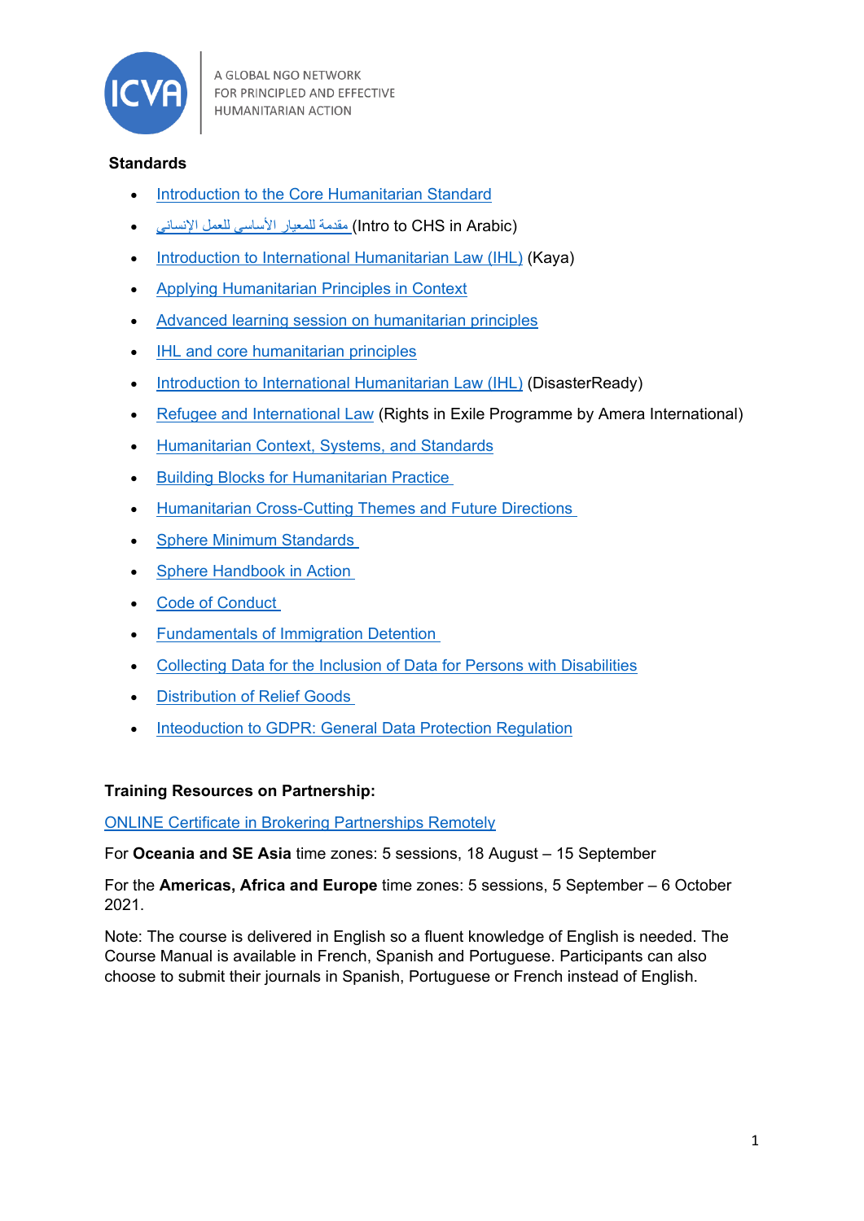A GLOBAL NGO NETWORK
FOR PRINCIPLED AND EFFECTIVE
HUMANITARIAN ACTION

**Standards**

- Introduction to the Core Humanitarian Standard
- مقدمة للمعيار الأساسي للعمل الإنساني (Intro to CHS in Arabic)
- Introduction to International Humanitarian Law (IHL) (Kaya)
- Applying Humanitarian Principles in Context
- Advanced learning session on humanitarian principles
- IHL and core humanitarian principles
- Introduction to International Humanitarian Law (IHL) (DisasterReady)
- Refugee and International Law (Rights in Exile Programme by Amera International)
- Humanitarian Context, Systems, and Standards
- Building Blocks for Humanitarian Practice
- Humanitarian Cross-Cutting Themes and Future Directions
- Sphere Minimum Standards
- Sphere Handbook in Action
- Code of Conduct
- Fundamentals of Immigration Detention
- Collecting Data for the Inclusion of Data for Persons with Disabilities
- Distribution of Relief Goods
- Inteoduction to GDPR: General Data Protection Regulation

**Training Resources on Partnership:**

ONLINE Certificate in Brokering Partnerships Remotely

For **Oceania and SE Asia** time zones: 5 sessions, 18 August – 15 September

For the **Americas, Africa and Europe** time zones: 5 sessions, 5 September – 6 October 2021.

Note: The course is delivered in English so a fluent knowledge of English is needed. The Course Manual is available in French, Spanish and Portuguese. Participants can also choose to submit their journals in Spanish, Portuguese or French instead of English.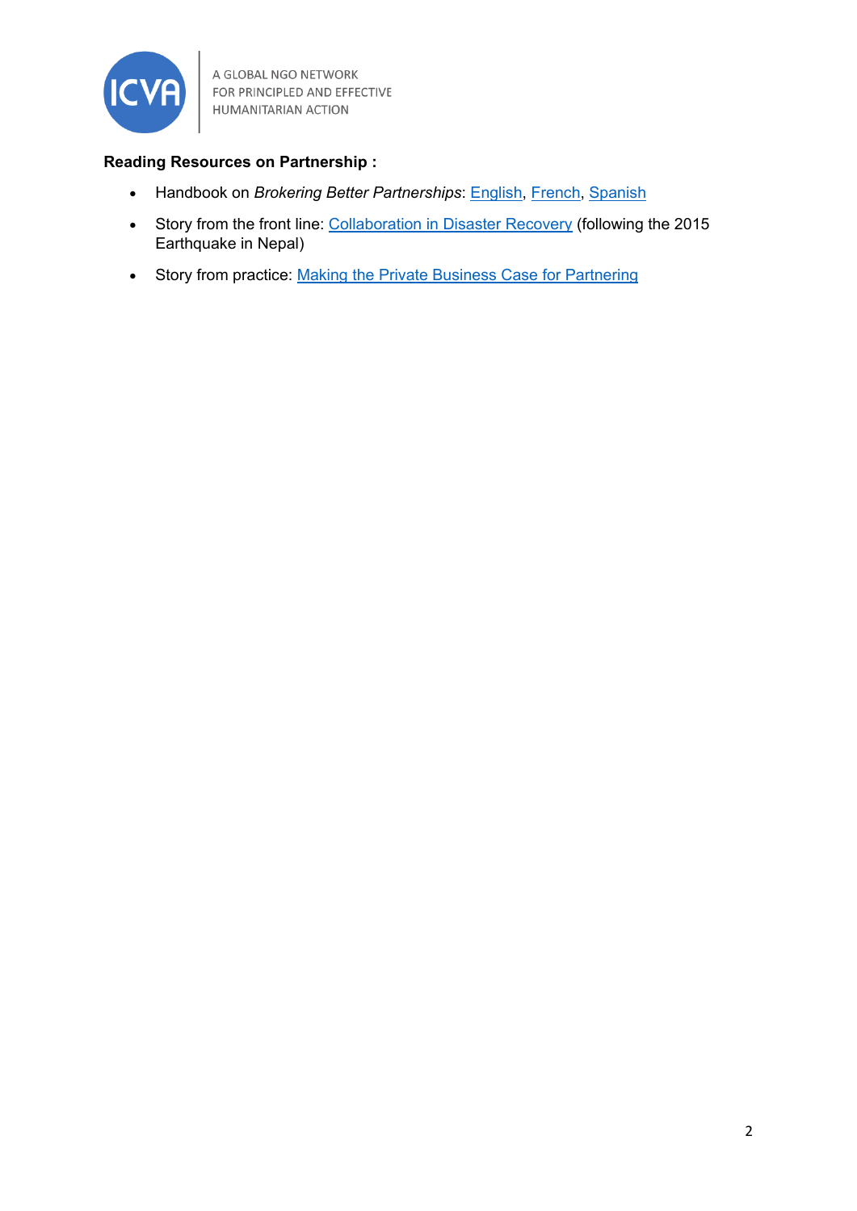A GLOBAL NGO NETWORK FOR PRINCIPLED AND EFFECTIVE HUMANITARIAN ACTION

**Reading Resources on Partnership :**

- Handbook on *Brokering Better Partnerships*: English, French, Spanish
- Story from the front line: Collaboration in Disaster Recovery (following the 2015 Earthquake in Nepal)
- Story from practice: Making the Private Business Case for Partnering